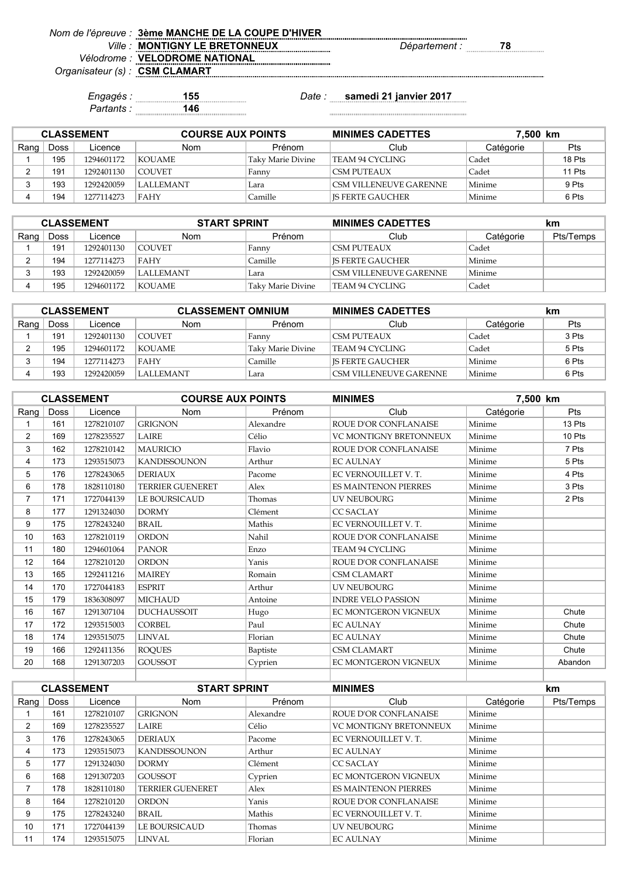Nom de l'épreuve : **3ème MANCHE DE LA COUPE D'HIVER**

Ville : **MONTIGNY LE BRETONNEUX** Département : **78**

Vélodrome : **VELODROME NATIONAL**

Organisateur (s) : **CSM CLAMART**

Engagés : **155**

Partants : **146**

Date : **samedi 21 janvier 2017**

| CLASSEMENT | | | COURSE AUX POINTS | | MINIMES CADETTES | | 7,500 km |
|---|---|---|---|---|---|---|---|
| Rang | Doss | Licence | Nom | Prénom | Club | Catégorie | Pts |
| 1 | 195 | 1294601172 | KOUAME | Taky Marie Divine | TEAM 94 CYCLING | Cadet | 18 Pts |
| 2 | 191 | 1292401130 | COUVET | Fanny | CSM PUTEAUX | Cadet | 11 Pts |
| 3 | 193 | 1292420059 | LALLEMANT | Lara | CSM VILLENEUVE GARENNE | Minime | 9 Pts |
| 4 | 194 | 1277114273 | FAHY | Camille | JS FERTE GAUCHER | Minime | 6 Pts |

| CLASSEMENT | | | START SPRINT | | MINIMES CADETTES | | km |
|---|---|---|---|---|---|---|---|
| Rang | Doss | Licence | Nom | Prénom | Club | Catégorie | Pts/Temps |
| 1 | 191 | 1292401130 | COUVET | Fanny | CSM PUTEAUX | Cadet | |
| 2 | 194 | 1277114273 | FAHY | Camille | JS FERTE GAUCHER | Minime | |
| 3 | 193 | 1292420059 | LALLEMANT | Lara | CSM VILLENEUVE GARENNE | Minime | |
| 4 | 195 | 1294601172 | KOUAME | Taky Marie Divine | TEAM 94 CYCLING | Cadet | |

| CLASSEMENT | | | CLASSEMENT OMNIUM | | MINIMES CADETTES | | km |
|---|---|---|---|---|---|---|---|
| Rang | Doss | Licence | Nom | Prénom | Club | Catégorie | Pts |
| 1 | 191 | 1292401130 | COUVET | Fanny | CSM PUTEAUX | Cadet | 3 Pts |
| 2 | 195 | 1294601172 | KOUAME | Taky Marie Divine | TEAM 94 CYCLING | Cadet | 5 Pts |
| 3 | 194 | 1277114273 | FAHY | Camille | JS FERTE GAUCHER | Minime | 6 Pts |
| 4 | 193 | 1292420059 | LALLEMANT | Lara | CSM VILLENEUVE GARENNE | Minime | 6 Pts |

| CLASSEMENT | | | COURSE AUX POINTS | | MINIMES | | 7,500 km |
|---|---|---|---|---|---|---|---|
| Rang | Doss | Licence | Nom | Prénom | Club | Catégorie | Pts |
| 1 | 161 | 1278210107 | GRIGNON | Alexandre | ROUE D'OR CONFLANAISE | Minime | 13 Pts |
| 2 | 169 | 1278235527 | LAIRE | Célio | VC MONTIGNY BRETONNEUX | Minime | 10 Pts |
| 3 | 162 | 1278210142 | MAURICIO | Flavio | ROUE D'OR CONFLANAISE | Minime | 7 Pts |
| 4 | 173 | 1293515073 | KANDISSOUNON | Arthur | EC AULNAY | Minime | 5 Pts |
| 5 | 176 | 1278243065 | DERIAUX | Pacome | EC VERNOUILLET V. T. | Minime | 4 Pts |
| 6 | 178 | 1828110180 | TERRIER GUENERET | Alex | ES MAINTENON PIERRES | Minime | 3 Pts |
| 7 | 171 | 1727044139 | LE BOURSICAUD | Thomas | UV NEUBOURG | Minime | 2 Pts |
| 8 | 177 | 1291324030 | DORMY | Clément | CC SACLAY | Minime | |
| 9 | 175 | 1278243240 | BRAIL | Mathis | EC VERNOUILLET V. T. | Minime | |
| 10 | 163 | 1278210119 | ORDON | Nahil | ROUE D'OR CONFLANAISE | Minime | |
| 11 | 180 | 1294601064 | PANOR | Enzo | TEAM 94 CYCLING | Minime | |
| 12 | 164 | 1278210120 | ORDON | Yanis | ROUE D'OR CONFLANAISE | Minime | |
| 13 | 165 | 1292411216 | MAIREY | Romain | CSM CLAMART | Minime | |
| 14 | 170 | 1727044183 | ESPRIT | Arthur | UV NEUBOURG | Minime | |
| 15 | 179 | 1836308097 | MICHAUD | Antoine | INDRE VELO PASSION | Minime | |
| 16 | 167 | 1291307104 | DUCHAUSSOIT | Hugo | EC MONTGERON VIGNEUX | Minime | Chute |
| 17 | 172 | 1293515003 | CORBEL | Paul | EC AULNAY | Minime | Chute |
| 18 | 174 | 1293515075 | LINVAL | Florian | EC AULNAY | Minime | Chute |
| 19 | 166 | 1292411356 | ROQUES | Baptiste | CSM CLAMART | Minime | Chute |
| 20 | 168 | 1291307203 | GOUSSOT | Cyprien | EC MONTGERON VIGNEUX | Minime | Abandon |

| CLASSEMENT | | | START SPRINT | | MINIMES | | km |
|---|---|---|---|---|---|---|---|
| Rang | Doss | Licence | Nom | Prénom | Club | Catégorie | Pts/Temps |
| 1 | 161 | 1278210107 | GRIGNON | Alexandre | ROUE D'OR CONFLANAISE | Minime | |
| 2 | 169 | 1278235527 | LAIRE | Célio | VC MONTIGNY BRETONNEUX | Minime | |
| 3 | 176 | 1278243065 | DERIAUX | Pacome | EC VERNOUILLET V. T. | Minime | |
| 4 | 173 | 1293515073 | KANDISSOUNON | Arthur | EC AULNAY | Minime | |
| 5 | 177 | 1291324030 | DORMY | Clément | CC SACLAY | Minime | |
| 6 | 168 | 1291307203 | GOUSSOT | Cyprien | EC MONTGERON VIGNEUX | Minime | |
| 7 | 178 | 1828110180 | TERRIER GUENERET | Alex | ES MAINTENON PIERRES | Minime | |
| 8 | 164 | 1278210120 | ORDON | Yanis | ROUE D'OR CONFLANAISE | Minime | |
| 9 | 175 | 1278243240 | BRAIL | Mathis | EC VERNOUILLET V. T. | Minime | |
| 10 | 171 | 1727044139 | LE BOURSICAUD | Thomas | UV NEUBOURG | Minime | |
| 11 | 174 | 1293515075 | LINVAL | Florian | EC AULNAY | Minime | |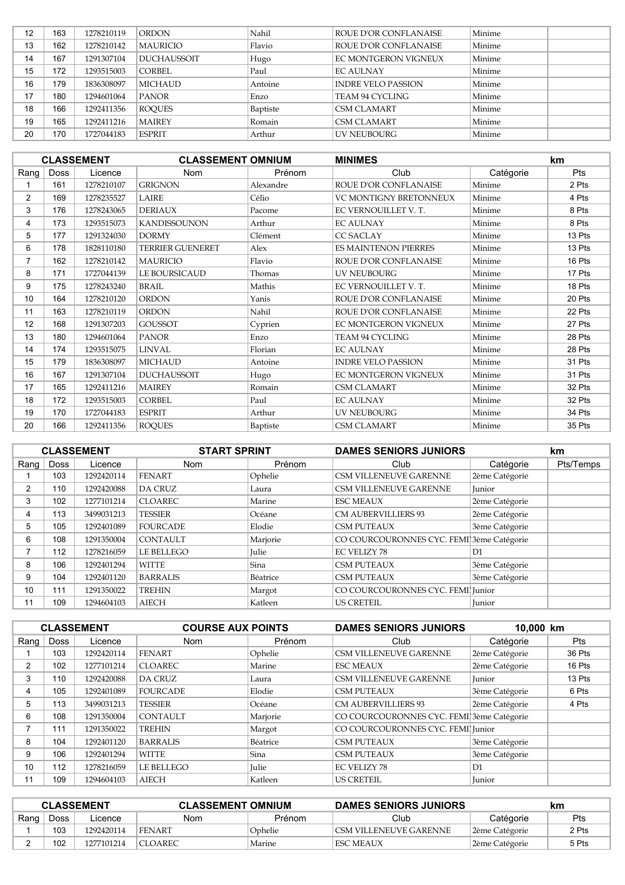| 12 | 163 | 1278210119 | ORDON | Nahil | ROUE D'OR CONFLANAISE | Minime | |
|---|---|---|---|---|---|---|---|
| 13 | 162 | 1278210142 | MAURICIO | Flavio | ROUE D'OR CONFLANAISE | Minime | |
| 14 | 167 | 1291307104 | DUCHAUSSOIT | Hugo | EC MONTGERON VIGNEUX | Minime | |
| 15 | 172 | 1293515003 | CORBEL | Paul | EC AULNAY | Minime | |
| 16 | 179 | 1836308097 | MICHAUD | Antoine | INDRE VELO PASSION | Minime | |
| 17 | 180 | 1294601064 | PANOR | Enzo | TEAM 94 CYCLING | Minime | |
| 18 | 166 | 1292411356 | ROQUES | Baptiste | CSM CLAMART | Minime | |
| 19 | 165 | 1292411216 | MAIREY | Romain | CSM CLAMART | Minime | |
| 20 | 170 | 1727044183 | ESPRIT | Arthur | UV NEUBOURG | Minime | |

| CLASSEMENT | | CLASSEMENT OMNIUM | | | MINIMES | | km |
|---|---|---|---|---|---|---|---|
| Rang | Doss | Licence | Nom | Prénom | Club | Catégorie | Pts |
| 1 | 161 | 1278210107 | GRIGNON | Alexandre | ROUE D'OR CONFLANAISE | Minime | 2 Pts |
| 2 | 169 | 1278235527 | LAIRE | Célio | VC MONTIGNY BRETONNEUX | Minime | 4 Pts |
| 3 | 176 | 1278243065 | DERIAUX | Pacome | EC VERNOUILLET V. T. | Minime | 8 Pts |
| 4 | 173 | 1293515073 | KANDISSOUNON | Arthur | EC AULNAY | Minime | 8 Pts |
| 5 | 177 | 1291324030 | DORMY | Clément | CC SACLAY | Minime | 13 Pts |
| 6 | 178 | 1828110180 | TERRIER GUENERET | Alex | ES MAINTENON PIERRES | Minime | 13 Pts |
| 7 | 162 | 1278210142 | MAURICIO | Flavio | ROUE D'OR CONFLANAISE | Minime | 16 Pts |
| 8 | 171 | 1727044139 | LE BOURSICAUD | Thomas | UV NEUBOURG | Minime | 17 Pts |
| 9 | 175 | 1278243240 | BRAIL | Mathis | EC VERNOUILLET V. T. | Minime | 18 Pts |
| 10 | 164 | 1278210120 | ORDON | Yanis | ROUE D'OR CONFLANAISE | Minime | 20 Pts |
| 11 | 163 | 1278210119 | ORDON | Nahil | ROUE D'OR CONFLANAISE | Minime | 22 Pts |
| 12 | 168 | 1291307203 | GOUSSOT | Cyprien | EC MONTGERON VIGNEUX | Minime | 27 Pts |
| 13 | 180 | 1294601064 | PANOR | Enzo | TEAM 94 CYCLING | Minime | 28 Pts |
| 14 | 174 | 1293515075 | LINVAL | Florian | EC AULNAY | Minime | 28 Pts |
| 15 | 179 | 1836308097 | MICHAUD | Antoine | INDRE VELO PASSION | Minime | 31 Pts |
| 16 | 167 | 1291307104 | DUCHAUSSOIT | Hugo | EC MONTGERON VIGNEUX | Minime | 31 Pts |
| 17 | 165 | 1292411216 | MAIREY | Romain | CSM CLAMART | Minime | 32 Pts |
| 18 | 172 | 1293515003 | CORBEL | Paul | EC AULNAY | Minime | 32 Pts |
| 19 | 170 | 1727044183 | ESPRIT | Arthur | UV NEUBOURG | Minime | 34 Pts |
| 20 | 166 | 1292411356 | ROQUES | Baptiste | CSM CLAMART | Minime | 35 Pts |

| CLASSEMENT | | START SPRINT | | | DAMES SENIORS JUNIORS | | km |
|---|---|---|---|---|---|---|---|
| Rang | Doss | Licence | Nom | Prénom | Club | Catégorie | Pts/Temps |
| 1 | 103 | 1292420114 | FENART | Ophelie | CSM VILLENEUVE GARENNE | 2ème Catégorie | |
| 2 | 110 | 1292420088 | DA CRUZ | Laura | CSM VILLENEUVE GARENNE | Junior | |
| 3 | 102 | 1277101214 | CLOAREC | Marine | ESC MEAUX | 2ème Catégorie | |
| 4 | 113 | 3499031213 | TESSIER | Océane | CM AUBERVILLIERS 93 | 2ème Catégorie | |
| 5 | 105 | 1292401089 | FOURCADE | Elodie | CSM PUTEAUX | 3ème Catégorie | |
| 6 | 108 | 1291350004 | CONTAULT | Marjorie | CO COURCOURONNES CYC. FEMI | 3ème Catégorie | |
| 7 | 112 | 1278216059 | LE BELLEGO | Julie | EC VELIZY 78 | D1 | |
| 8 | 106 | 1292401294 | WITTE | Sina | CSM PUTEAUX | 3ème Catégorie | |
| 9 | 104 | 1292401120 | BARRALIS | Béatrice | CSM PUTEAUX | 3ème Catégorie | |
| 10 | 111 | 1291350022 | TREHIN | Margot | CO COURCOURONNES CYC. FEMI | Junior | |
| 11 | 109 | 1294604103 | AIECH | Katleen | US CRETEIL | Junior | |

| CLASSEMENT | | COURSE AUX POINTS | | | DAMES SENIORS JUNIORS | 10,000 | km |
|---|---|---|---|---|---|---|---|
| Rang | Doss | Licence | Nom | Prénom | Club | Catégorie | Pts |
| 1 | 103 | 1292420114 | FENART | Ophelie | CSM VILLENEUVE GARENNE | 2ème Catégorie | 36 Pts |
| 2 | 102 | 1277101214 | CLOAREC | Marine | ESC MEAUX | 2ème Catégorie | 16 Pts |
| 3 | 110 | 1292420088 | DA CRUZ | Laura | CSM VILLENEUVE GARENNE | Junior | 13 Pts |
| 4 | 105 | 1292401089 | FOURCADE | Elodie | CSM PUTEAUX | 3ème Catégorie | 6 Pts |
| 5 | 113 | 3499031213 | TESSIER | Océane | CM AUBERVILLIERS 93 | 2ème Catégorie | 4 Pts |
| 6 | 108 | 1291350004 | CONTAULT | Marjorie | CO COURCOURONNES CYC. FEMI | 3ème Catégorie | |
| 7 | 111 | 1291350022 | TREHIN | Margot | CO COURCOURONNES CYC. FEMI | Junior | |
| 8 | 104 | 1292401120 | BARRALIS | Béatrice | CSM PUTEAUX | 3ème Catégorie | |
| 9 | 106 | 1292401294 | WITTE | Sina | CSM PUTEAUX | 3ème Catégorie | |
| 10 | 112 | 1278216059 | LE BELLEGO | Julie | EC VELIZY 78 | D1 | |
| 11 | 109 | 1294604103 | AIECH | Katleen | US CRETEIL | Junior | |

| CLASSEMENT | | CLASSEMENT OMNIUM | | | DAMES SENIORS JUNIORS | | km |
|---|---|---|---|---|---|---|---|
| Rang | Doss | Licence | Nom | Prénom | Club | Catégorie | Pts |
| 1 | 103 | 1292420114 | FENART | Ophelie | CSM VILLENEUVE GARENNE | 2ème Catégorie | 2 Pts |
| 2 | 102 | 1277101214 | CLOAREC | Marine | ESC MEAUX | 2ème Catégorie | 5 Pts |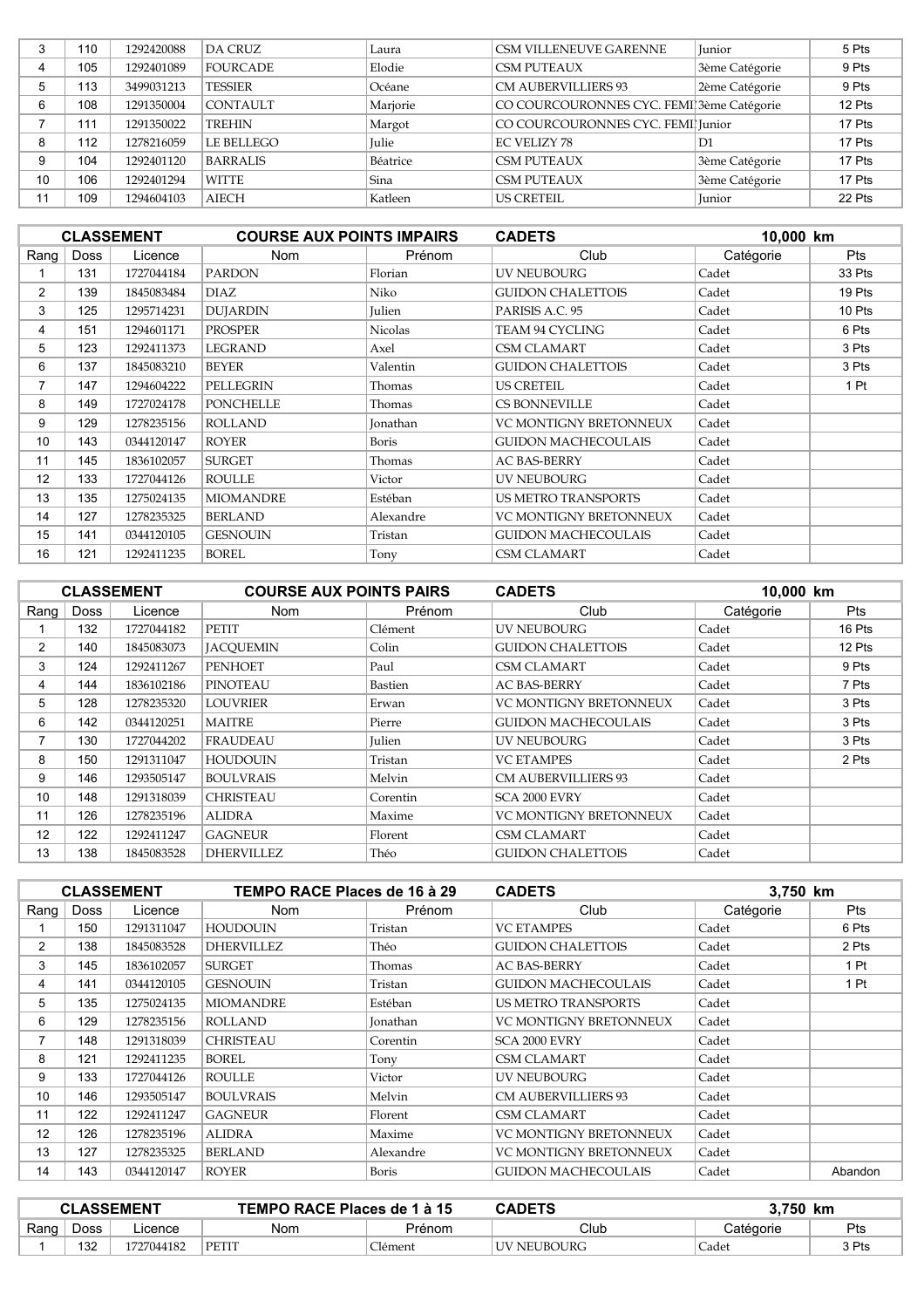| Rang | Doss | Licence | Nom | Prénom | Club | Catégorie | Pts |
|---|---|---|---|---|---|---|---|
| 3 | 110 | 1292420088 | DA CRUZ | Laura | CSM VILLENEUVE GARENNE | Junior | 5 Pts |
| 4 | 105 | 1292401089 | FOURCADE | Elodie | CSM PUTEAUX | 3ème Catégorie | 9 Pts |
| 5 | 113 | 3499031213 | TESSIER | Océane | CM AUBERVILLIERS 93 | 2ème Catégorie | 9 Pts |
| 6 | 108 | 1291350004 | CONTAULT | Marjorie | CO COURCOURONNES CYC. FEMI | 3ème Catégorie | 12 Pts |
| 7 | 111 | 1291350022 | TREHIN | Margot | CO COURCOURONNES CYC. FEMI | Junior | 17 Pts |
| 8 | 112 | 1278216059 | LE BELLEGO | Julie | EC VELIZY 78 | D1 | 17 Pts |
| 9 | 104 | 1292401120 | BARRALIS | Béatrice | CSM PUTEAUX | 3ème Catégorie | 17 Pts |
| 10 | 106 | 1292401294 | WITTE | Sina | CSM PUTEAUX | 3ème Catégorie | 17 Pts |
| 11 | 109 | 1294604103 | AIECH | Katleen | US CRETEIL | Junior | 22 Pts |

| CLASSEMENT | | | COURSE AUX POINTS IMPAIRS | | CADETS | 10,000 km | |
|---|---|---|---|---|---|---|---|
| Rang | Doss | Licence | Nom | Prénom | Club | Catégorie | Pts |
| 1 | 131 | 1727044184 | PARDON | Florian | UV NEUBOURG | Cadet | 33 Pts |
| 2 | 139 | 1845083484 | DIAZ | Niko | GUIDON CHALETTOIS | Cadet | 19 Pts |
| 3 | 125 | 1295714231 | DUJARDIN | Julien | PARISIS A.C. 95 | Cadet | 10 Pts |
| 4 | 151 | 1294601171 | PROSPER | Nicolas | TEAM 94 CYCLING | Cadet | 6 Pts |
| 5 | 123 | 1292411373 | LEGRAND | Axel | CSM CLAMART | Cadet | 3 Pts |
| 6 | 137 | 1845083210 | BEYER | Valentin | GUIDON CHALETTOIS | Cadet | 3 Pts |
| 7 | 147 | 1294604222 | PELLEGRIN | Thomas | US CRETEIL | Cadet | 1 Pt |
| 8 | 149 | 1727024178 | PONCHELLE | Thomas | CS BONNEVILLE | Cadet | |
| 9 | 129 | 1278235156 | ROLLAND | Jonathan | VC MONTIGNY BRETONNEUX | Cadet | |
| 10 | 143 | 0344120147 | ROYER | Boris | GUIDON MACHECOULAIS | Cadet | |
| 11 | 145 | 1836102057 | SURGET | Thomas | AC BAS-BERRY | Cadet | |
| 12 | 133 | 1727044126 | ROULLE | Victor | UV NEUBOURG | Cadet | |
| 13 | 135 | 1275024135 | MIOMANDRE | Estéban | US METRO TRANSPORTS | Cadet | |
| 14 | 127 | 1278235325 | BERLAND | Alexandre | VC MONTIGNY BRETONNEUX | Cadet | |
| 15 | 141 | 0344120105 | GESNOUIN | Tristan | GUIDON MACHECOULAIS | Cadet | |
| 16 | 121 | 1292411235 | BOREL | Tony | CSM CLAMART | Cadet | |

| CLASSEMENT | | | COURSE AUX POINTS PAIRS | | CADETS | 10,000 km | |
|---|---|---|---|---|---|---|---|
| Rang | Doss | Licence | Nom | Prénom | Club | Catégorie | Pts |
| 1 | 132 | 1727044182 | PETIT | Clément | UV NEUBOURG | Cadet | 16 Pts |
| 2 | 140 | 1845083073 | JACQUEMIN | Colin | GUIDON CHALETTOIS | Cadet | 12 Pts |
| 3 | 124 | 1292411267 | PENHOET | Paul | CSM CLAMART | Cadet | 9 Pts |
| 4 | 144 | 1836102186 | PINOTEAU | Bastien | AC BAS-BERRY | Cadet | 7 Pts |
| 5 | 128 | 1278235320 | LOUVRIER | Erwan | VC MONTIGNY BRETONNEUX | Cadet | 3 Pts |
| 6 | 142 | 0344120251 | MAITRE | Pierre | GUIDON MACHECOULAIS | Cadet | 3 Pts |
| 7 | 130 | 1727044202 | FRAUDEAU | Julien | UV NEUBOURG | Cadet | 3 Pts |
| 8 | 150 | 1291311047 | HOUDOUIN | Tristan | VC ETAMPES | Cadet | 2 Pts |
| 9 | 146 | 1293505147 | BOULVRAIS | Melvin | CM AUBERVILLIERS 93 | Cadet | |
| 10 | 148 | 1291318039 | CHRISTEAU | Corentin | SCA 2000 EVRY | Cadet | |
| 11 | 126 | 1278235196 | ALIDRA | Maxime | VC MONTIGNY BRETONNEUX | Cadet | |
| 12 | 122 | 1292411247 | GAGNEUR | Florent | CSM CLAMART | Cadet | |
| 13 | 138 | 1845083528 | DHERVILLEZ | Théo | GUIDON CHALETTOIS | Cadet | |

| CLASSEMENT | | | TEMPO RACE Places de 16 à 29 | | CADETS | 3,750 km | |
|---|---|---|---|---|---|---|---|
| Rang | Doss | Licence | Nom | Prénom | Club | Catégorie | Pts |
| 1 | 150 | 1291311047 | HOUDOUIN | Tristan | VC ETAMPES | Cadet | 6 Pts |
| 2 | 138 | 1845083528 | DHERVILLEZ | Théo | GUIDON CHALETTOIS | Cadet | 2 Pts |
| 3 | 145 | 1836102057 | SURGET | Thomas | AC BAS-BERRY | Cadet | 1 Pt |
| 4 | 141 | 0344120105 | GESNOUIN | Tristan | GUIDON MACHECOULAIS | Cadet | 1 Pt |
| 5 | 135 | 1275024135 | MIOMANDRE | Estéban | US METRO TRANSPORTS | Cadet | |
| 6 | 129 | 1278235156 | ROLLAND | Jonathan | VC MONTIGNY BRETONNEUX | Cadet | |
| 7 | 148 | 1291318039 | CHRISTEAU | Corentin | SCA 2000 EVRY | Cadet | |
| 8 | 121 | 1292411235 | BOREL | Tony | CSM CLAMART | Cadet | |
| 9 | 133 | 1727044126 | ROULLE | Victor | UV NEUBOURG | Cadet | |
| 10 | 146 | 1293505147 | BOULVRAIS | Melvin | CM AUBERVILLIERS 93 | Cadet | |
| 11 | 122 | 1292411247 | GAGNEUR | Florent | CSM CLAMART | Cadet | |
| 12 | 126 | 1278235196 | ALIDRA | Maxime | VC MONTIGNY BRETONNEUX | Cadet | |
| 13 | 127 | 1278235325 | BERLAND | Alexandre | VC MONTIGNY BRETONNEUX | Cadet | |
| 14 | 143 | 0344120147 | ROYER | Boris | GUIDON MACHECOULAIS | Cadet | Abandon |

| CLASSEMENT | | | TEMPO RACE Places de 1 à 15 | | CADETS | 3,750 km | |
|---|---|---|---|---|---|---|---|
| Rang | Doss | Licence | Nom | Prénom | Club | Catégorie | Pts |
| 1 | 132 | 1727044182 | PETIT | Clément | UV NEUBOURG | Cadet | 3 Pts |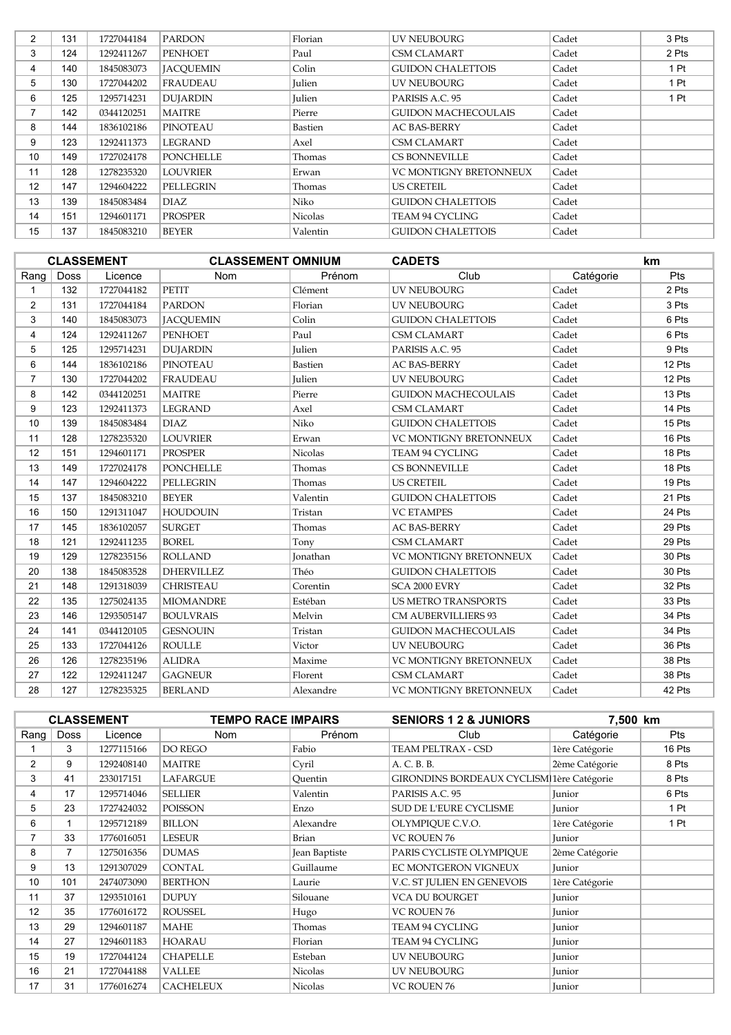| 2 | 131 | 1727044184 | PARDON | Florian | UV NEUBOURG | Cadet | 3 Pts |
|---|---|---|---|---|---|---|---|
| 3 | 124 | 1292411267 | PENHOET | Paul | CSM CLAMART | Cadet | 2 Pts |
| 4 | 140 | 1845083073 | JACQUEMIN | Colin | GUIDON CHALETTOIS | Cadet | 1 Pt |
| 5 | 130 | 1727044202 | FRAUDEAU | Julien | UV NEUBOURG | Cadet | 1 Pt |
| 6 | 125 | 1295714231 | DUJARDIN | Julien | PARISIS A.C. 95 | Cadet | 1 Pt |
| 7 | 142 | 0344120251 | MAITRE | Pierre | GUIDON MACHECOULAIS | Cadet | |
| 8 | 144 | 1836102186 | PINOTEAU | Bastien | AC BAS-BERRY | Cadet | |
| 9 | 123 | 1292411373 | LEGRAND | Axel | CSM CLAMART | Cadet | |
| 10 | 149 | 1727024178 | PONCHELLE | Thomas | CS BONNEVILLE | Cadet | |
| 11 | 128 | 1278235320 | LOUVRIER | Erwan | VC MONTIGNY BRETONNEUX | Cadet | |
| 12 | 147 | 1294604222 | PELLEGRIN | Thomas | US CRETEIL | Cadet | |
| 13 | 139 | 1845083484 | DIAZ | Niko | GUIDON CHALETTOIS | Cadet | |
| 14 | 151 | 1294601171 | PROSPER | Nicolas | TEAM 94 CYCLING | Cadet | |
| 15 | 137 | 1845083210 | BEYER | Valentin | GUIDON CHALETTOIS | Cadet | |

| CLASSEMENT | | | CLASSEMENT OMNIUM | | CADETS | | km |
|---|---|---|---|---|---|---|---|
| Rang | Doss | Licence | Nom | Prénom | Club | Catégorie | Pts |
| 1 | 132 | 1727044182 | PETIT | Clément | UV NEUBOURG | Cadet | 2 Pts |
| 2 | 131 | 1727044184 | PARDON | Florian | UV NEUBOURG | Cadet | 3 Pts |
| 3 | 140 | 1845083073 | JACQUEMIN | Colin | GUIDON CHALETTOIS | Cadet | 6 Pts |
| 4 | 124 | 1292411267 | PENHOET | Paul | CSM CLAMART | Cadet | 6 Pts |
| 5 | 125 | 1295714231 | DUJARDIN | Julien | PARISIS A.C. 95 | Cadet | 9 Pts |
| 6 | 144 | 1836102186 | PINOTEAU | Bastien | AC BAS-BERRY | Cadet | 12 Pts |
| 7 | 130 | 1727044202 | FRAUDEAU | Julien | UV NEUBOURG | Cadet | 12 Pts |
| 8 | 142 | 0344120251 | MAITRE | Pierre | GUIDON MACHECOULAIS | Cadet | 13 Pts |
| 9 | 123 | 1292411373 | LEGRAND | Axel | CSM CLAMART | Cadet | 14 Pts |
| 10 | 139 | 1845083484 | DIAZ | Niko | GUIDON CHALETTOIS | Cadet | 15 Pts |
| 11 | 128 | 1278235320 | LOUVRIER | Erwan | VC MONTIGNY BRETONNEUX | Cadet | 16 Pts |
| 12 | 151 | 1294601171 | PROSPER | Nicolas | TEAM 94 CYCLING | Cadet | 18 Pts |
| 13 | 149 | 1727024178 | PONCHELLE | Thomas | CS BONNEVILLE | Cadet | 18 Pts |
| 14 | 147 | 1294604222 | PELLEGRIN | Thomas | US CRETEIL | Cadet | 19 Pts |
| 15 | 137 | 1845083210 | BEYER | Valentin | GUIDON CHALETTOIS | Cadet | 21 Pts |
| 16 | 150 | 1291311047 | HOUDOUIN | Tristan | VC ETAMPES | Cadet | 24 Pts |
| 17 | 145 | 1836102057 | SURGET | Thomas | AC BAS-BERRY | Cadet | 29 Pts |
| 18 | 121 | 1292411235 | BOREL | Tony | CSM CLAMART | Cadet | 29 Pts |
| 19 | 129 | 1278235156 | ROLLAND | Jonathan | VC MONTIGNY BRETONNEUX | Cadet | 30 Pts |
| 20 | 138 | 1845083528 | DHERVILLEZ | Théo | GUIDON CHALETTOIS | Cadet | 30 Pts |
| 21 | 148 | 1291318039 | CHRISTEAU | Corentin | SCA 2000 EVRY | Cadet | 32 Pts |
| 22 | 135 | 1275024135 | MIOMANDRE | Estéban | US METRO TRANSPORTS | Cadet | 33 Pts |
| 23 | 146 | 1293505147 | BOULVRAIS | Melvin | CM AUBERVILLIERS 93 | Cadet | 34 Pts |
| 24 | 141 | 0344120105 | GESNOUIN | Tristan | GUIDON MACHECOULAIS | Cadet | 34 Pts |
| 25 | 133 | 1727044126 | ROULLE | Victor | UV NEUBOURG | Cadet | 36 Pts |
| 26 | 126 | 1278235196 | ALIDRA | Maxime | VC MONTIGNY BRETONNEUX | Cadet | 38 Pts |
| 27 | 122 | 1292411247 | GAGNEUR | Florent | CSM CLAMART | Cadet | 38 Pts |
| 28 | 127 | 1278235325 | BERLAND | Alexandre | VC MONTIGNY BRETONNEUX | Cadet | 42 Pts |

| CLASSEMENT | | | TEMPO RACE IMPAIRS | | SENIORS 1 2 & JUNIORS | 7,500 km | |
|---|---|---|---|---|---|---|---|
| Rang | Doss | Licence | Nom | Prénom | Club | Catégorie | Pts |
| 1 | 3 | 1277115166 | DO REGO | Fabio | TEAM PELTRAX - CSD | 1ère Catégorie | 16 Pts |
| 2 | 9 | 1292408140 | MAITRE | Cyril | A. C. B. B. | 2ème Catégorie | 8 Pts |
| 3 | 41 | 233017151 | LAFARGUE | Quentin | GIRONDINS BORDEAUX CYCLISM | 1ère Catégorie | 8 Pts |
| 4 | 17 | 1295714046 | SELLIER | Valentin | PARISIS A.C. 95 | Junior | 6 Pts |
| 5 | 23 | 1727424032 | POISSON | Enzo | SUD DE L'EURE CYCLISME | Junior | 1 Pt |
| 6 | 1 | 1295712189 | BILLON | Alexandre | OLYMPIQUE C.V.O. | 1ère Catégorie | 1 Pt |
| 7 | 33 | 1776016051 | LESEUR | Brian | VC ROUEN 76 | Junior | |
| 8 | 7 | 1275016356 | DUMAS | Jean Baptiste | PARIS CYCLISTE OLYMPIQUE | 2ème Catégorie | |
| 9 | 13 | 1291307029 | CONTAL | Guillaume | EC MONTGERON VIGNEUX | Junior | |
| 10 | 101 | 2474073090 | BERTHON | Laurie | V.C. ST JULIEN EN GENEVOIS | 1ère Catégorie | |
| 11 | 37 | 1293510161 | DUPUY | Silouane | VCA DU BOURGET | Junior | |
| 12 | 35 | 1776016172 | ROUSSEL | Hugo | VC ROUEN 76 | Junior | |
| 13 | 29 | 1294601187 | MAHE | Thomas | TEAM 94 CYCLING | Junior | |
| 14 | 27 | 1294601183 | HOARAU | Florian | TEAM 94 CYCLING | Junior | |
| 15 | 19 | 1727044124 | CHAPELLE | Esteban | UV NEUBOURG | Junior | |
| 16 | 21 | 1727044188 | VALLEE | Nicolas | UV NEUBOURG | Junior | |
| 17 | 31 | 1776016274 | CACHELEUX | Nicolas | VC ROUEN 76 | Junior | |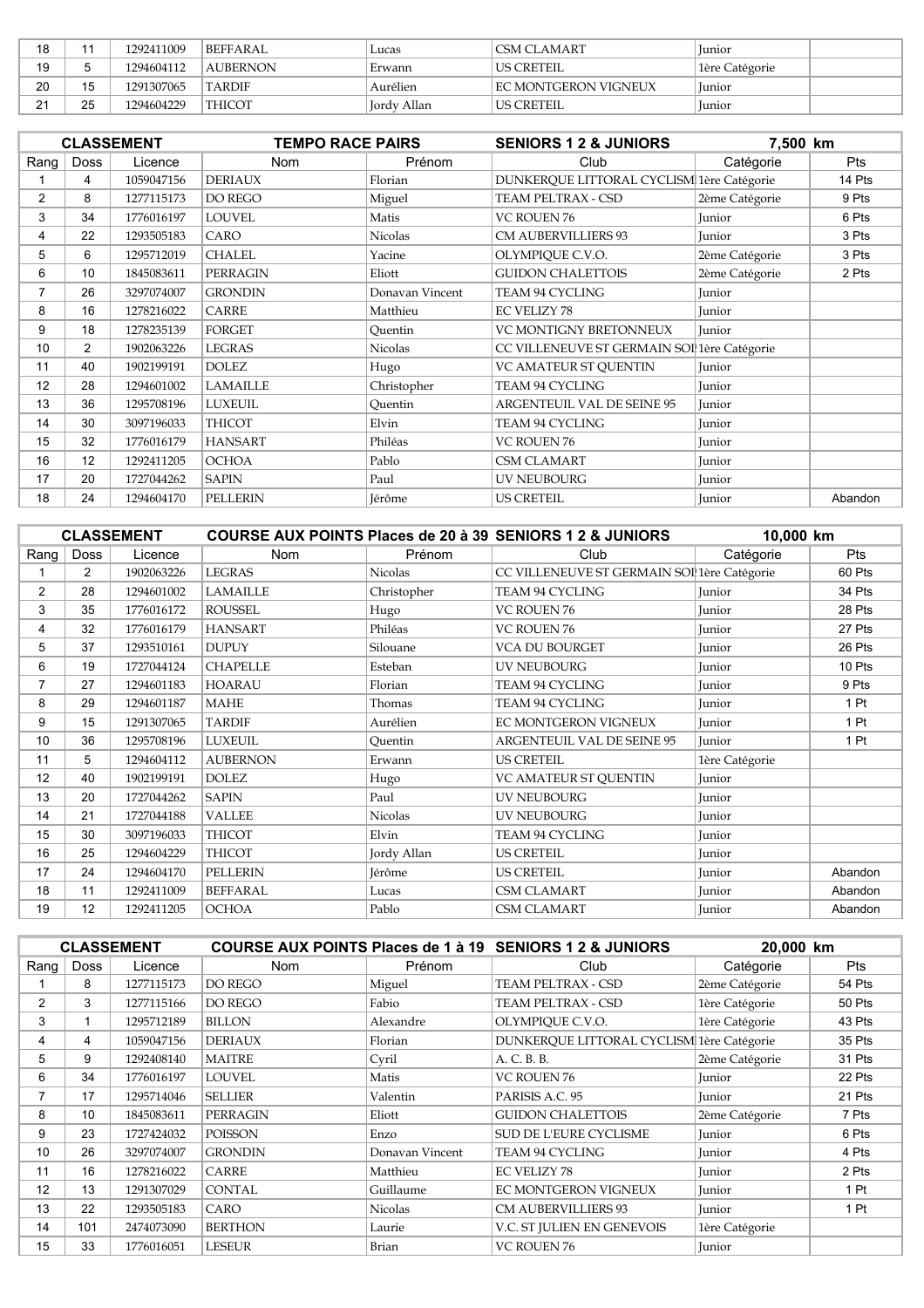| 18 | 11 | 1292411009 | BEFFARAL | Lucas | CSM CLAMART | Junior | |
|---|---|---|---|---|---|---|---|
| 19 | 5 | 1294604112 | AUBERNON | Erwann | US CRETEIL | 1ère Catégorie | |
| 20 | 15 | 1291307065 | TARDIF | Aurélien | EC MONTGERON VIGNEUX | Junior | |
| 21 | 25 | 1294604229 | THICOT | Jordy Allan | US CRETEIL | Junior | |

| CLASSEMENT | | TEMPO RACE PAIRS | | SENIORS 1 2 & JUNIORS | | 7,500 km | |
|---|---|---|---|---|---|---|---|
| Rang | Doss | Licence | Nom | Prénom | Club | Catégorie | Pts |
| 1 | 4 | 1059047156 | DERIAUX | Florian | DUNKERQUE LITTORAL CYCLISM | 1ère Catégorie | 14 Pts |
| 2 | 8 | 1277115173 | DO REGO | Miguel | TEAM PELTRAX - CSD | 2ème Catégorie | 9 Pts |
| 3 | 34 | 1776016197 | LOUVEL | Matis | VC ROUEN 76 | Junior | 6 Pts |
| 4 | 22 | 1293505183 | CARO | Nicolas | CM AUBERVILLIERS 93 | Junior | 3 Pts |
| 5 | 6 | 1295712019 | CHALEL | Yacine | OLYMPIQUE C.V.O. | 2ème Catégorie | 3 Pts |
| 6 | 10 | 1845083611 | PERRAGIN | Eliott | GUIDON CHALETTOIS | 2ème Catégorie | 2 Pts |
| 7 | 26 | 3297074007 | GRONDIN | Donavan Vincent | TEAM 94 CYCLING | Junior | |
| 8 | 16 | 1278216022 | CARRE | Matthieu | EC VELIZY 78 | Junior | |
| 9 | 18 | 1278235139 | FORGET | Quentin | VC MONTIGNY BRETONNEUX | Junior | |
| 10 | 2 | 1902063226 | LEGRAS | Nicolas | CC VILLENEUVE ST GERMAIN SOI | 1ère Catégorie | |
| 11 | 40 | 1902199191 | DOLEZ | Hugo | VC AMATEUR ST QUENTIN | Junior | |
| 12 | 28 | 1294601002 | LAMAILLE | Christopher | TEAM 94 CYCLING | Junior | |
| 13 | 36 | 1295708196 | LUXEUIL | Quentin | ARGENTEUIL VAL DE SEINE 95 | Junior | |
| 14 | 30 | 3097196033 | THICOT | Elvin | TEAM 94 CYCLING | Junior | |
| 15 | 32 | 1776016179 | HANSART | Philéas | VC ROUEN 76 | Junior | |
| 16 | 12 | 1292411205 | OCHOA | Pablo | CSM CLAMART | Junior | |
| 17 | 20 | 1727044262 | SAPIN | Paul | UV NEUBOURG | Junior | |
| 18 | 24 | 1294604170 | PELLERIN | Jérôme | US CRETEIL | Junior | Abandon |

| CLASSEMENT | | COURSE AUX POINTS Places de 20 à 39 | | SENIORS 1 2 & JUNIORS | | 10,000 km | |
|---|---|---|---|---|---|---|---|
| Rang | Doss | Licence | Nom | Prénom | Club | Catégorie | Pts |
| 1 | 2 | 1902063226 | LEGRAS | Nicolas | CC VILLENEUVE ST GERMAIN SOI | 1ère Catégorie | 60 Pts |
| 2 | 28 | 1294601002 | LAMAILLE | Christopher | TEAM 94 CYCLING | Junior | 34 Pts |
| 3 | 35 | 1776016172 | ROUSSEL | Hugo | VC ROUEN 76 | Junior | 28 Pts |
| 4 | 32 | 1776016179 | HANSART | Philéas | VC ROUEN 76 | Junior | 27 Pts |
| 5 | 37 | 1293510161 | DUPUY | Silouane | VCA DU BOURGET | Junior | 26 Pts |
| 6 | 19 | 1727044124 | CHAPELLE | Esteban | UV NEUBOURG | Junior | 10 Pts |
| 7 | 27 | 1294601183 | HOARAU | Florian | TEAM 94 CYCLING | Junior | 9 Pts |
| 8 | 29 | 1294601187 | MAHE | Thomas | TEAM 94 CYCLING | Junior | 1 Pt |
| 9 | 15 | 1291307065 | TARDIF | Aurélien | EC MONTGERON VIGNEUX | Junior | 1 Pt |
| 10 | 36 | 1295708196 | LUXEUIL | Quentin | ARGENTEUIL VAL DE SEINE 95 | Junior | 1 Pt |
| 11 | 5 | 1294604112 | AUBERNON | Erwann | US CRETEIL | 1ère Catégorie | |
| 12 | 40 | 1902199191 | DOLEZ | Hugo | VC AMATEUR ST QUENTIN | Junior | |
| 13 | 20 | 1727044262 | SAPIN | Paul | UV NEUBOURG | Junior | |
| 14 | 21 | 1727044188 | VALLEE | Nicolas | UV NEUBOURG | Junior | |
| 15 | 30 | 3097196033 | THICOT | Elvin | TEAM 94 CYCLING | Junior | |
| 16 | 25 | 1294604229 | THICOT | Jordy Allan | US CRETEIL | Junior | |
| 17 | 24 | 1294604170 | PELLERIN | Jérôme | US CRETEIL | Junior | Abandon |
| 18 | 11 | 1292411009 | BEFFARAL | Lucas | CSM CLAMART | Junior | Abandon |
| 19 | 12 | 1292411205 | OCHOA | Pablo | CSM CLAMART | Junior | Abandon |

| CLASSEMENT | | COURSE AUX POINTS Places de 1 à 19 | | SENIORS 1 2 & JUNIORS | | 20,000 km | |
|---|---|---|---|---|---|---|---|
| Rang | Doss | Licence | Nom | Prénom | Club | Catégorie | Pts |
| 1 | 8 | 1277115173 | DO REGO | Miguel | TEAM PELTRAX - CSD | 2ème Catégorie | 54 Pts |
| 2 | 3 | 1277115166 | DO REGO | Fabio | TEAM PELTRAX - CSD | 1ère Catégorie | 50 Pts |
| 3 | 1 | 1295712189 | BILLON | Alexandre | OLYMPIQUE C.V.O. | 1ère Catégorie | 43 Pts |
| 4 | 4 | 1059047156 | DERIAUX | Florian | DUNKERQUE LITTORAL CYCLISM | 1ère Catégorie | 35 Pts |
| 5 | 9 | 1292408140 | MAITRE | Cyril | A. C. B. B. | 2ème Catégorie | 31 Pts |
| 6 | 34 | 1776016197 | LOUVEL | Matis | VC ROUEN 76 | Junior | 22 Pts |
| 7 | 17 | 1295714046 | SELLIER | Valentin | PARISIS A.C. 95 | Junior | 21 Pts |
| 8 | 10 | 1845083611 | PERRAGIN | Eliott | GUIDON CHALETTOIS | 2ème Catégorie | 7 Pts |
| 9 | 23 | 1727424032 | POISSON | Enzo | SUD DE L'EURE CYCLISME | Junior | 6 Pts |
| 10 | 26 | 3297074007 | GRONDIN | Donavan Vincent | TEAM 94 CYCLING | Junior | 4 Pts |
| 11 | 16 | 1278216022 | CARRE | Matthieu | EC VELIZY 78 | Junior | 2 Pts |
| 12 | 13 | 1291307029 | CONTAL | Guillaume | EC MONTGERON VIGNEUX | Junior | 1 Pt |
| 13 | 22 | 1293505183 | CARO | Nicolas | CM AUBERVILLIERS 93 | Junior | 1 Pt |
| 14 | 101 | 2474073090 | BERTHON | Laurie | V.C. ST JULIEN EN GENEVOIS | 1ère Catégorie | |
| 15 | 33 | 1776016051 | LESEUR | Brian | VC ROUEN 76 | Junior | |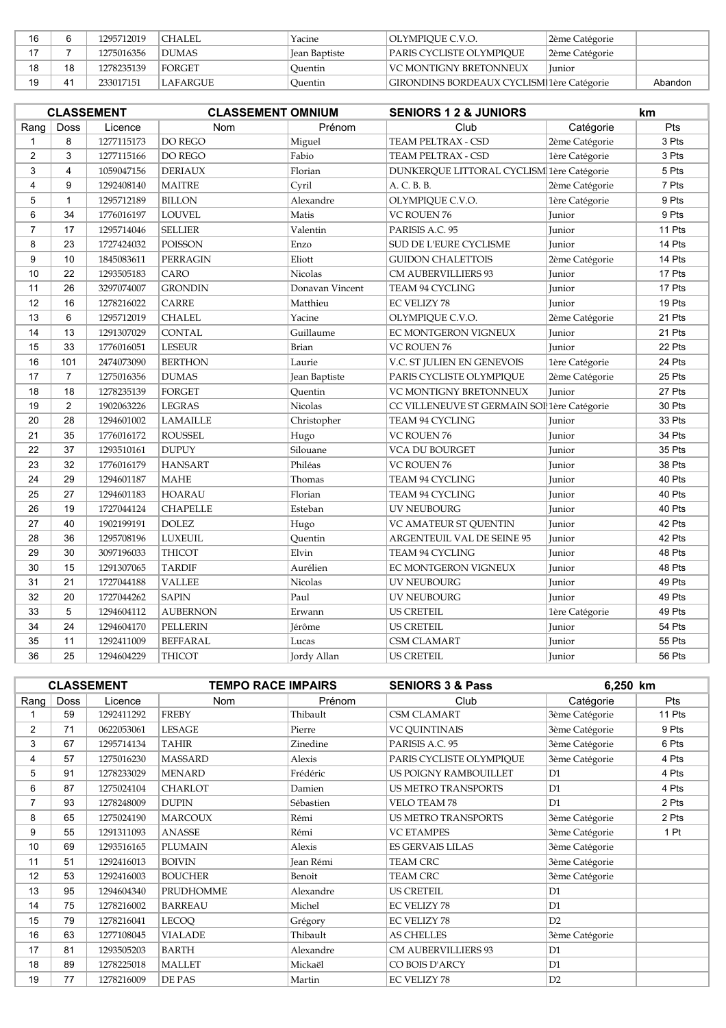| 16 | 6 | 1295712019 | CHALEL | Yacine | OLYMPIQUE C.V.O. | 2ème Catégorie | |
|---|---|---|---|---|---|---|---|
| 17 | 7 | 1275016356 | DUMAS | Jean Baptiste | PARIS CYCLISTE OLYMPIQUE | 2ème Catégorie | |
| 18 | 18 | 1278235139 | FORGET | Quentin | VC MONTIGNY BRETONNEUX | Junior | |
| 19 | 41 | 233017151 | LAFARGUE | Quentin | GIRONDINS BORDEAUX CYCLISM | 1ère Catégorie | Abandon |

| CLASSEMENT | | | CLASSEMENT OMNIUM | | SENIORS 1 2 & JUNIORS | | km |
|---|---|---|---|---|---|---|---|
| Rang | Doss | Licence | Nom | Prénom | Club | Catégorie | Pts |
| 1 | 8 | 1277115173 | DO REGO | Miguel | TEAM PELTRAX - CSD | 2ème Catégorie | 3 Pts |
| 2 | 3 | 1277115166 | DO REGO | Fabio | TEAM PELTRAX - CSD | 1ère Catégorie | 3 Pts |
| 3 | 4 | 1059047156 | DERIAUX | Florian | DUNKERQUE LITTORAL CYCLISM | 1ère Catégorie | 5 Pts |
| 4 | 9 | 1292408140 | MAITRE | Cyril | A. C. B. B. | 2ème Catégorie | 7 Pts |
| 5 | 1 | 1295712189 | BILLON | Alexandre | OLYMPIQUE C.V.O. | 1ère Catégorie | 9 Pts |
| 6 | 34 | 1776016197 | LOUVEL | Matis | VC ROUEN 76 | Junior | 9 Pts |
| 7 | 17 | 1295714046 | SELLIER | Valentin | PARISIS A.C. 95 | Junior | 11 Pts |
| 8 | 23 | 1727424032 | POISSON | Enzo | SUD DE L'EURE CYCLISME | Junior | 14 Pts |
| 9 | 10 | 1845083611 | PERRAGIN | Eliott | GUIDON CHALETTOIS | 2ème Catégorie | 14 Pts |
| 10 | 22 | 1293505183 | CARO | Nicolas | CM AUBERVILLIERS 93 | Junior | 17 Pts |
| 11 | 26 | 3297074007 | GRONDIN | Donavan Vincent | TEAM 94 CYCLING | Junior | 17 Pts |
| 12 | 16 | 1278216022 | CARRE | Matthieu | EC VELIZY 78 | Junior | 19 Pts |
| 13 | 6 | 1295712019 | CHALEL | Yacine | OLYMPIQUE C.V.O. | 2ème Catégorie | 21 Pts |
| 14 | 13 | 1291307029 | CONTAL | Guillaume | EC MONTGERON VIGNEUX | Junior | 21 Pts |
| 15 | 33 | 1776016051 | LESEUR | Brian | VC ROUEN 76 | Junior | 22 Pts |
| 16 | 101 | 2474073090 | BERTHON | Laurie | V.C. ST JULIEN EN GENEVOIS | 1ère Catégorie | 24 Pts |
| 17 | 7 | 1275016356 | DUMAS | Jean Baptiste | PARIS CYCLISTE OLYMPIQUE | 2ème Catégorie | 25 Pts |
| 18 | 18 | 1278235139 | FORGET | Quentin | VC MONTIGNY BRETONNEUX | Junior | 27 Pts |
| 19 | 2 | 1902063226 | LEGRAS | Nicolas | CC VILLENEUVE ST GERMAIN SOI | 1ère Catégorie | 30 Pts |
| 20 | 28 | 1294601002 | LAMAILLE | Christopher | TEAM 94 CYCLING | Junior | 33 Pts |
| 21 | 35 | 1776016172 | ROUSSEL | Hugo | VC ROUEN 76 | Junior | 34 Pts |
| 22 | 37 | 1293510161 | DUPUY | Silouane | VCA DU BOURGET | Junior | 35 Pts |
| 23 | 32 | 1776016179 | HANSART | Philéas | VC ROUEN 76 | Junior | 38 Pts |
| 24 | 29 | 1294601187 | MAHE | Thomas | TEAM 94 CYCLING | Junior | 40 Pts |
| 25 | 27 | 1294601183 | HOARAU | Florian | TEAM 94 CYCLING | Junior | 40 Pts |
| 26 | 19 | 1727044124 | CHAPELLE | Esteban | UV NEUBOURG | Junior | 40 Pts |
| 27 | 40 | 1902199191 | DOLEZ | Hugo | VC AMATEUR ST QUENTIN | Junior | 42 Pts |
| 28 | 36 | 1295708196 | LUXEUIL | Quentin | ARGENTEUIL VAL DE SEINE 95 | Junior | 42 Pts |
| 29 | 30 | 3097196033 | THICOT | Elvin | TEAM 94 CYCLING | Junior | 48 Pts |
| 30 | 15 | 1291307065 | TARDIF | Aurélien | EC MONTGERON VIGNEUX | Junior | 48 Pts |
| 31 | 21 | 1727044188 | VALLEE | Nicolas | UV NEUBOURG | Junior | 49 Pts |
| 32 | 20 | 1727044262 | SAPIN | Paul | UV NEUBOURG | Junior | 49 Pts |
| 33 | 5 | 1294604112 | AUBERNON | Erwann | US CRETEIL | 1ère Catégorie | 49 Pts |
| 34 | 24 | 1294604170 | PELLERIN | Jérôme | US CRETEIL | Junior | 54 Pts |
| 35 | 11 | 1292411009 | BEFFARAL | Lucas | CSM CLAMART | Junior | 55 Pts |
| 36 | 25 | 1294604229 | THICOT | Jordy Allan | US CRETEIL | Junior | 56 Pts |

| CLASSEMENT | | | TEMPO RACE IMPAIRS | | SENIORS 3 & Pass | 6,250 km | |
|---|---|---|---|---|---|---|---|
| Rang | Doss | Licence | Nom | Prénom | Club | Catégorie | Pts |
| 1 | 59 | 1292411292 | FREBY | Thibault | CSM CLAMART | 3ème Catégorie | 11 Pts |
| 2 | 71 | 0622053061 | LESAGE | Pierre | VC QUINTINAIS | 3ème Catégorie | 9 Pts |
| 3 | 67 | 1295714134 | TAHIR | Zinedine | PARISIS A.C. 95 | 3ème Catégorie | 6 Pts |
| 4 | 57 | 1275016230 | MASSARD | Alexis | PARIS CYCLISTE OLYMPIQUE | 3ème Catégorie | 4 Pts |
| 5 | 91 | 1278233029 | MENARD | Frédéric | US POIGNY RAMBOUILLET | D1 | 4 Pts |
| 6 | 87 | 1275024104 | CHARLOT | Damien | US METRO TRANSPORTS | D1 | 4 Pts |
| 7 | 93 | 1278248009 | DUPIN | Sébastien | VELO TEAM 78 | D1 | 2 Pts |
| 8 | 65 | 1275024190 | MARCOUX | Rémi | US METRO TRANSPORTS | 3ème Catégorie | 2 Pts |
| 9 | 55 | 1291311093 | ANASSE | Rémi | VC ETAMPES | 3ème Catégorie | 1 Pt |
| 10 | 69 | 1293516165 | PLUMAIN | Alexis | ES GERVAIS LILAS | 3ème Catégorie | |
| 11 | 51 | 1292416013 | BOIVIN | Jean Rémi | TEAM CRC | 3ème Catégorie | |
| 12 | 53 | 1292416003 | BOUCHER | Benoit | TEAM CRC | 3ème Catégorie | |
| 13 | 95 | 1294604340 | PRUDHOMME | Alexandre | US CRETEIL | D1 | |
| 14 | 75 | 1278216002 | BARREAU | Michel | EC VELIZY 78 | D1 | |
| 15 | 79 | 1278216041 | LECOQ | Grégory | EC VELIZY 78 | D2 | |
| 16 | 63 | 1277108045 | VIALADE | Thibault | AS CHELLES | 3ème Catégorie | |
| 17 | 81 | 1293505203 | BARTH | Alexandre | CM AUBERVILLIERS 93 | D1 | |
| 18 | 89 | 1278225018 | MALLET | Mickaël | CO BOIS D'ARCY | D1 | |
| 19 | 77 | 1278216009 | DE PAS | Martin | EC VELIZY 78 | D2 | |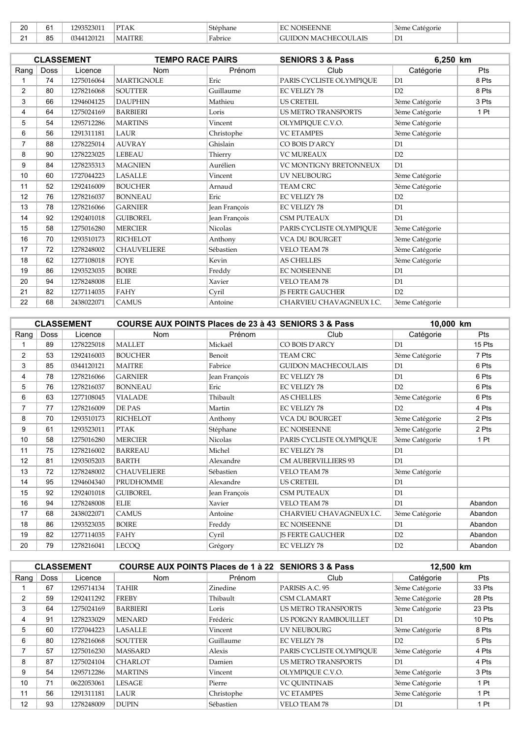| | | | | | | | |
|---|---|---|---|---|---|---|---|
| 20 | 61 | 1293523011 | PTAK | Stéphane | EC NOISEENNE | 3ème Catégorie | |
| 21 | 85 | 0344120121 | MAITRE | Fabrice | GUIDON MACHECOULAIS | D1 | |

| CLASSEMENT | | | TEMPO RACE PAIRS | | SENIORS 3 & Pass | 6,250 km | |
|---|---|---|---|---|---|---|---|
| Rang | Doss | Licence | Nom | Prénom | Club | Catégorie | Pts |
| 1 | 74 | 1275016064 | MARTIGNOLE | Eric | PARIS CYCLISTE OLYMPIQUE | D1 | 8 Pts |
| 2 | 80 | 1278216068 | SOUTTER | Guillaume | EC VELIZY 78 | D2 | 8 Pts |
| 3 | 66 | 1294604125 | DAUPHIN | Mathieu | US CRETEIL | 3ème Catégorie | 3 Pts |
| 4 | 64 | 1275024169 | BARBIERI | Loris | US METRO TRANSPORTS | 3ème Catégorie | 1 Pt |
| 5 | 54 | 1295712286 | MARTINS | Vincent | OLYMPIQUE C.V.O. | 3ème Catégorie | |
| 6 | 56 | 1291311181 | LAUR | Christophe | VC ETAMPES | 3ème Catégorie | |
| 7 | 88 | 1278225014 | AUVRAY | Ghislain | CO BOIS D'ARCY | D1 | |
| 8 | 90 | 1278223025 | LEBEAU | Thierry | VC MUREAUX | D2 | |
| 9 | 84 | 1278235313 | MAGNIEN | Aurélien | VC MONTIGNY BRETONNEUX | D1 | |
| 10 | 60 | 1727044223 | LASALLE | Vincent | UV NEUBOURG | 3ème Catégorie | |
| 11 | 52 | 1292416009 | BOUCHER | Arnaud | TEAM CRC | 3ème Catégorie | |
| 12 | 76 | 1278216037 | BONNEAU | Eric | EC VELIZY 78 | D2 | |
| 13 | 78 | 1278216066 | GARNIER | Jean François | EC VELIZY 78 | D1 | |
| 14 | 92 | 1292401018 | GUIBOREL | Jean François | CSM PUTEAUX | D1 | |
| 15 | 58 | 1275016280 | MERCIER | Nicolas | PARIS CYCLISTE OLYMPIQUE | 3ème Catégorie | |
| 16 | 70 | 1293510173 | RICHELOT | Anthony | VCA DU BOURGET | 3ème Catégorie | |
| 17 | 72 | 1278248002 | CHAUVELIERE | Sébastien | VELO TEAM 78 | 3ème Catégorie | |
| 18 | 62 | 1277108018 | FOYE | Kevin | AS CHELLES | 3ème Catégorie | |
| 19 | 86 | 1293523035 | BOIRE | Freddy | EC NOISEENNE | D1 | |
| 20 | 94 | 1278248008 | ELIE | Xavier | VELO TEAM 78 | D1 | |
| 21 | 82 | 1277114035 | FAHY | Cyril | JS FERTE GAUCHER | D2 | |
| 22 | 68 | 2438022071 | CAMUS | Antoine | CHARVIEU CHAVAGNEUX I.C. | 3ème Catégorie | |

| CLASSEMENT | | | COURSE AUX POINTS Places de 23 à 43 | | SENIORS 3 & Pass | 10,000 km | |
|---|---|---|---|---|---|---|---|
| Rang | Doss | Licence | Nom | Prénom | Club | Catégorie | Pts |
| 1 | 89 | 1278225018 | MALLET | Mickaël | CO BOIS D'ARCY | D1 | 15 Pts |
| 2 | 53 | 1292416003 | BOUCHER | Benoit | TEAM CRC | 3ème Catégorie | 7 Pts |
| 3 | 85 | 0344120121 | MAITRE | Fabrice | GUIDON MACHECOULAIS | D1 | 6 Pts |
| 4 | 78 | 1278216066 | GARNIER | Jean François | EC VELIZY 78 | D1 | 6 Pts |
| 5 | 76 | 1278216037 | BONNEAU | Eric | EC VELIZY 78 | D2 | 6 Pts |
| 6 | 63 | 1277108045 | VIALADE | Thibault | AS CHELLES | 3ème Catégorie | 6 Pts |
| 7 | 77 | 1278216009 | DE PAS | Martin | EC VELIZY 78 | D2 | 4 Pts |
| 8 | 70 | 1293510173 | RICHELOT | Anthony | VCA DU BOURGET | 3ème Catégorie | 2 Pts |
| 9 | 61 | 1293523011 | PTAK | Stéphane | EC NOISEENNE | 3ème Catégorie | 2 Pts |
| 10 | 58 | 1275016280 | MERCIER | Nicolas | PARIS CYCLISTE OLYMPIQUE | 3ème Catégorie | 1 Pt |
| 11 | 75 | 1278216002 | BARREAU | Michel | EC VELIZY 78 | D1 | |
| 12 | 81 | 1293505203 | BARTH | Alexandre | CM AUBERVILLIERS 93 | D1 | |
| 13 | 72 | 1278248002 | CHAUVELIERE | Sébastien | VELO TEAM 78 | 3ème Catégorie | |
| 14 | 95 | 1294604340 | PRUDHOMME | Alexandre | US CRETEIL | D1 | |
| 15 | 92 | 1292401018 | GUIBOREL | Jean François | CSM PUTEAUX | D1 | |
| 16 | 94 | 1278248008 | ELIE | Xavier | VELO TEAM 78 | D1 | Abandon |
| 17 | 68 | 2438022071 | CAMUS | Antoine | CHARVIEU CHAVAGNEUX I.C. | 3ème Catégorie | Abandon |
| 18 | 86 | 1293523035 | BOIRE | Freddy | EC NOISEENNE | D1 | Abandon |
| 19 | 82 | 1277114035 | FAHY | Cyril | JS FERTE GAUCHER | D2 | Abandon |
| 20 | 79 | 1278216041 | LECOQ | Grégory | EC VELIZY 78 | D2 | Abandon |

| CLASSEMENT | | | COURSE AUX POINTS Places de 1 à 22 | | SENIORS 3 & Pass | 12,500 km | |
|---|---|---|---|---|---|---|---|
| Rang | Doss | Licence | Nom | Prénom | Club | Catégorie | Pts |
| 1 | 67 | 1295714134 | TAHIR | Zinedine | PARISIS A.C. 95 | 3ème Catégorie | 33 Pts |
| 2 | 59 | 1292411292 | FREBY | Thibault | CSM CLAMART | 3ème Catégorie | 28 Pts |
| 3 | 64 | 1275024169 | BARBIERI | Loris | US METRO TRANSPORTS | 3ème Catégorie | 23 Pts |
| 4 | 91 | 1278233029 | MENARD | Frédéric | US POIGNY RAMBOUILLET | D1 | 10 Pts |
| 5 | 60 | 1727044223 | LASALLE | Vincent | UV NEUBOURG | 3ème Catégorie | 8 Pts |
| 6 | 80 | 1278216068 | SOUTTER | Guillaume | EC VELIZY 78 | D2 | 5 Pts |
| 7 | 57 | 1275016230 | MASSARD | Alexis | PARIS CYCLISTE OLYMPIQUE | 3ème Catégorie | 4 Pts |
| 8 | 87 | 1275024104 | CHARLOT | Damien | US METRO TRANSPORTS | D1 | 4 Pts |
| 9 | 54 | 1295712286 | MARTINS | Vincent | OLYMPIQUE C.V.O. | 3ème Catégorie | 3 Pts |
| 10 | 71 | 0622053061 | LESAGE | Pierre | VC QUINTINAIS | 3ème Catégorie | 1 Pt |
| 11 | 56 | 1291311181 | LAUR | Christophe | VC ETAMPES | 3ème Catégorie | 1 Pt |
| 12 | 93 | 1278248009 | DUPIN | Sébastien | VELO TEAM 78 | D1 | 1 Pt |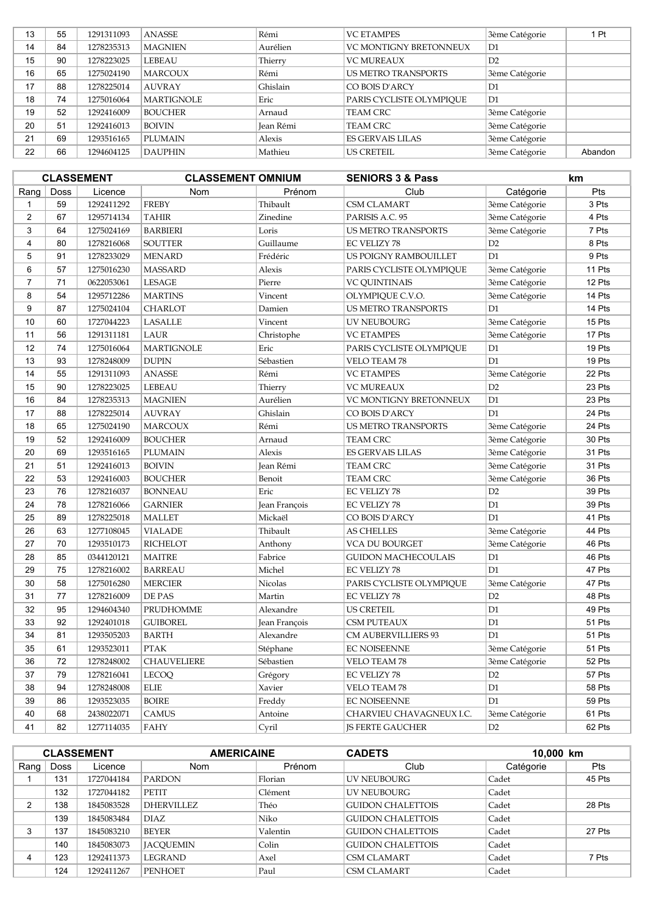| 13 | 55 | 1291311093 | ANASSE | Rémi | VC ETAMPES | 3ème Catégorie | 1 Pt |
|---|---|---|---|---|---|---|---|
| 14 | 84 | 1278235313 | MAGNIEN | Aurélien | VC MONTIGNY BRETONNEUX | D1 | |
| 15 | 90 | 1278223025 | LEBEAU | Thierry | VC MUREAUX | D2 | |
| 16 | 65 | 1275024190 | MARCOUX | Rémi | US METRO TRANSPORTS | 3ème Catégorie | |
| 17 | 88 | 1278225014 | AUVRAY | Ghislain | CO BOIS D'ARCY | D1 | |
| 18 | 74 | 1275016064 | MARTIGNOLE | Eric | PARIS CYCLISTE OLYMPIQUE | D1 | |
| 19 | 52 | 1292416009 | BOUCHER | Arnaud | TEAM CRC | 3ème Catégorie | |
| 20 | 51 | 1292416013 | BOIVIN | Jean Rémi | TEAM CRC | 3ème Catégorie | |
| 21 | 69 | 1293516165 | PLUMAIN | Alexis | ES GERVAIS LILAS | 3ème Catégorie | |
| 22 | 66 | 1294604125 | DAUPHIN | Mathieu | US CRETEIL | 3ème Catégorie | Abandon |

| CLASSEMENT | | CLASSEMENT OMNIUM | | | SENIORS 3 & Pass | | km |
|---|---|---|---|---|---|---|---|
| Rang | Doss | Licence | Nom | Prénom | Club | Catégorie | Pts |
| 1 | 59 | 1292411292 | FREBY | Thibault | CSM CLAMART | 3ème Catégorie | 3 Pts |
| 2 | 67 | 1295714134 | TAHIR | Zinedine | PARISIS A.C. 95 | 3ème Catégorie | 4 Pts |
| 3 | 64 | 1275024169 | BARBIERI | Loris | US METRO TRANSPORTS | 3ème Catégorie | 7 Pts |
| 4 | 80 | 1278216068 | SOUTTER | Guillaume | EC VELIZY 78 | D2 | 8 Pts |
| 5 | 91 | 1278233029 | MENARD | Frédéric | US POIGNY RAMBOUILLET | D1 | 9 Pts |
| 6 | 57 | 1275016230 | MASSARD | Alexis | PARIS CYCLISTE OLYMPIQUE | 3ème Catégorie | 11 Pts |
| 7 | 71 | 0622053061 | LESAGE | Pierre | VC QUINTINAIS | 3ème Catégorie | 12 Pts |
| 8 | 54 | 1295712286 | MARTINS | Vincent | OLYMPIQUE C.V.O. | 3ème Catégorie | 14 Pts |
| 9 | 87 | 1275024104 | CHARLOT | Damien | US METRO TRANSPORTS | D1 | 14 Pts |
| 10 | 60 | 1727044223 | LASALLE | Vincent | UV NEUBOURG | 3ème Catégorie | 15 Pts |
| 11 | 56 | 1291311181 | LAUR | Christophe | VC ETAMPES | 3ème Catégorie | 17 Pts |
| 12 | 74 | 1275016064 | MARTIGNOLE | Eric | PARIS CYCLISTE OLYMPIQUE | D1 | 19 Pts |
| 13 | 93 | 1278248009 | DUPIN | Sébastien | VELO TEAM 78 | D1 | 19 Pts |
| 14 | 55 | 1291311093 | ANASSE | Rémi | VC ETAMPES | 3ème Catégorie | 22 Pts |
| 15 | 90 | 1278223025 | LEBEAU | Thierry | VC MUREAUX | D2 | 23 Pts |
| 16 | 84 | 1278235313 | MAGNIEN | Aurélien | VC MONTIGNY BRETONNEUX | D1 | 23 Pts |
| 17 | 88 | 1278225014 | AUVRAY | Ghislain | CO BOIS D'ARCY | D1 | 24 Pts |
| 18 | 65 | 1275024190 | MARCOUX | Rémi | US METRO TRANSPORTS | 3ème Catégorie | 24 Pts |
| 19 | 52 | 1292416009 | BOUCHER | Arnaud | TEAM CRC | 3ème Catégorie | 30 Pts |
| 20 | 69 | 1293516165 | PLUMAIN | Alexis | ES GERVAIS LILAS | 3ème Catégorie | 31 Pts |
| 21 | 51 | 1292416013 | BOIVIN | Jean Rémi | TEAM CRC | 3ème Catégorie | 31 Pts |
| 22 | 53 | 1292416003 | BOUCHER | Benoit | TEAM CRC | 3ème Catégorie | 36 Pts |
| 23 | 76 | 1278216037 | BONNEAU | Eric | EC VELIZY 78 | D2 | 39 Pts |
| 24 | 78 | 1278216066 | GARNIER | Jean François | EC VELIZY 78 | D1 | 39 Pts |
| 25 | 89 | 1278225018 | MALLET | Mickaël | CO BOIS D'ARCY | D1 | 41 Pts |
| 26 | 63 | 1277108045 | VIALADE | Thibault | AS CHELLES | 3ème Catégorie | 44 Pts |
| 27 | 70 | 1293510173 | RICHELOT | Anthony | VCA DU BOURGET | 3ème Catégorie | 46 Pts |
| 28 | 85 | 0344120121 | MAITRE | Fabrice | GUIDON MACHECOULAIS | D1 | 46 Pts |
| 29 | 75 | 1278216002 | BARREAU | Michel | EC VELIZY 78 | D1 | 47 Pts |
| 30 | 58 | 1275016280 | MERCIER | Nicolas | PARIS CYCLISTE OLYMPIQUE | 3ème Catégorie | 47 Pts |
| 31 | 77 | 1278216009 | DE PAS | Martin | EC VELIZY 78 | D2 | 48 Pts |
| 32 | 95 | 1294604340 | PRUDHOMME | Alexandre | US CRETEIL | D1 | 49 Pts |
| 33 | 92 | 1292401018 | GUIBOREL | Jean François | CSM PUTEAUX | D1 | 51 Pts |
| 34 | 81 | 1293505203 | BARTH | Alexandre | CM AUBERVILLIERS 93 | D1 | 51 Pts |
| 35 | 61 | 1293523011 | PTAK | Stéphane | EC NOISEENNE | 3ème Catégorie | 51 Pts |
| 36 | 72 | 1278248002 | CHAUVELIERE | Sébastien | VELO TEAM 78 | 3ème Catégorie | 52 Pts |
| 37 | 79 | 1278216041 | LECOQ | Grégory | EC VELIZY 78 | D2 | 57 Pts |
| 38 | 94 | 1278248008 | ELIE | Xavier | VELO TEAM 78 | D1 | 58 Pts |
| 39 | 86 | 1293523035 | BOIRE | Freddy | EC NOISEENNE | D1 | 59 Pts |
| 40 | 68 | 2438022071 | CAMUS | Antoine | CHARVIEU CHAVAGNEUX I.C. | 3ème Catégorie | 61 Pts |
| 41 | 82 | 1277114035 | FAHY | Cyril | JS FERTE GAUCHER | D2 | 62 Pts |

| CLASSEMENT | | AMERICAINE | | | CADETS | 10,000 km | |
|---|---|---|---|---|---|---|---|
| Rang | Doss | Licence | Nom | Prénom | Club | Catégorie | Pts |
| 1 | 131 | 1727044184 | PARDON | Florian | UV NEUBOURG | Cadet | 45 Pts |
| | 132 | 1727044182 | PETIT | Clément | UV NEUBOURG | Cadet | |
| 2 | 138 | 1845083528 | DHERVILLEZ | Théo | GUIDON CHALETTOIS | Cadet | 28 Pts |
| | 139 | 1845083484 | DIAZ | Niko | GUIDON CHALETTOIS | Cadet | |
| 3 | 137 | 1845083210 | BEYER | Valentin | GUIDON CHALETTOIS | Cadet | 27 Pts |
| | 140 | 1845083073 | JACQUEMIN | Colin | GUIDON CHALETTOIS | Cadet | |
| 4 | 123 | 1292411373 | LEGRAND | Axel | CSM CLAMART | Cadet | 7 Pts |
| | 124 | 1292411267 | PENHOET | Paul | CSM CLAMART | Cadet | |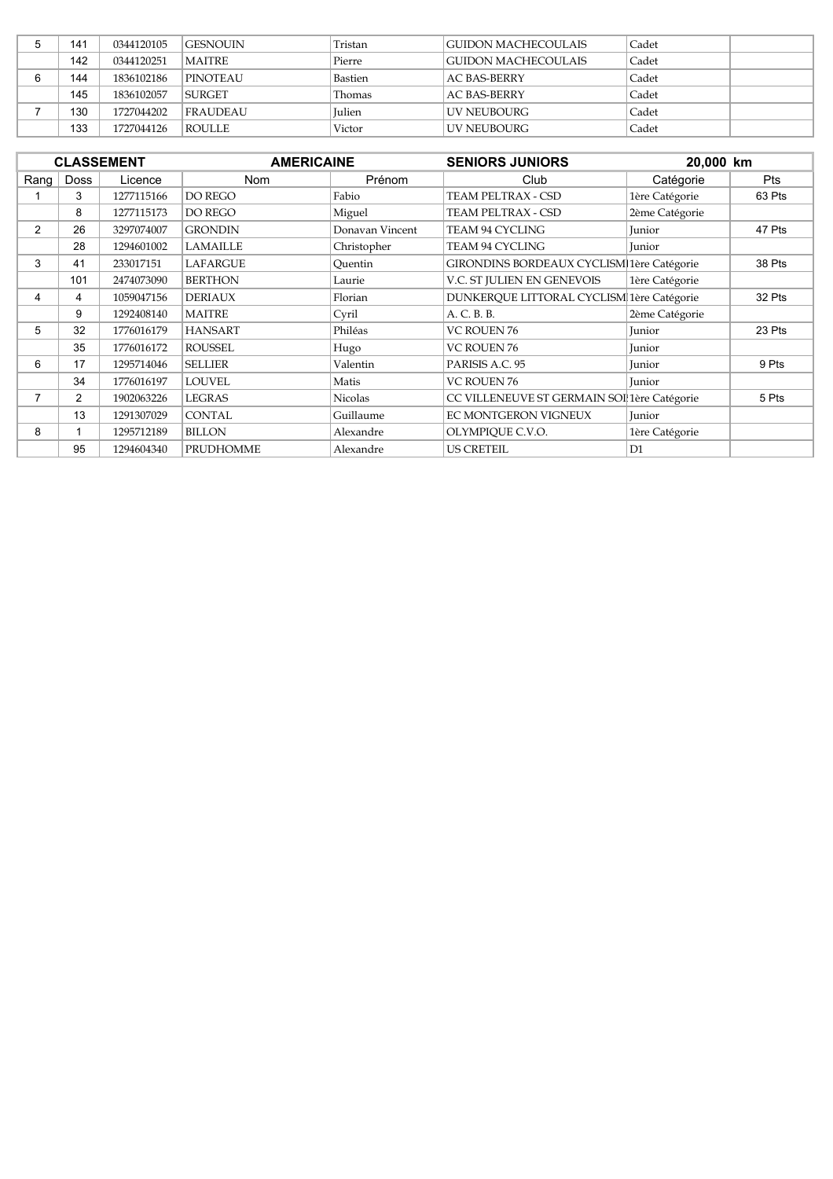| | | | | | | | |
|---|---|---|---|---|---|---|---|
| 5 | 141 | 0344120105 | GESNOUIN | Tristan | GUIDON MACHECOULAIS | Cadet | |
| | 142 | 0344120251 | MAITRE | Pierre | GUIDON MACHECOULAIS | Cadet | |
| 6 | 144 | 1836102186 | PINOTEAU | Bastien | AC BAS-BERRY | Cadet | |
| | 145 | 1836102057 | SURGET | Thomas | AC BAS-BERRY | Cadet | |
| 7 | 130 | 1727044202 | FRAUDEAU | Julien | UV NEUBOURG | Cadet | |
| | 133 | 1727044126 | ROULLE | Victor | UV NEUBOURG | Cadet | |

| **CLASSEMENT** | | | **AMERICAINE** | | **SENIORS JUNIORS** | **20,000 km** | |
|---|---|---|---|---|---|---|---|
| Rang | Doss | Licence | Nom | Prénom | Club | Catégorie | Pts |
| 1 | 3 | 1277115166 | DO REGO | Fabio | TEAM PELTRAX - CSD | 1ère Catégorie | 63 Pts |
| | 8 | 1277115173 | DO REGO | Miguel | TEAM PELTRAX - CSD | 2ème Catégorie | |
| 2 | 26 | 3297074007 | GRONDIN | Donavan Vincent | TEAM 94 CYCLING | Junior | 47 Pts |
| | 28 | 1294601002 | LAMAILLE | Christopher | TEAM 94 CYCLING | Junior | |
| 3 | 41 | 233017151 | LAFARGUE | Quentin | GIRONDINS BORDEAUX CYCLISM | 1ère Catégorie | 38 Pts |
| | 101 | 2474073090 | BERTHON | Laurie | V.C. ST JULIEN EN GENEVOIS | 1ère Catégorie | |
| 4 | 4 | 1059047156 | DERIAUX | Florian | DUNKERQUE LITTORAL CYCLISM | 1ère Catégorie | 32 Pts |
| | 9 | 1292408140 | MAITRE | Cyril | A. C. B. B. | 2ème Catégorie | |
| 5 | 32 | 1776016179 | HANSART | Philéas | VC ROUEN 76 | Junior | 23 Pts |
| | 35 | 1776016172 | ROUSSEL | Hugo | VC ROUEN 76 | Junior | |
| 6 | 17 | 1295714046 | SELLIER | Valentin | PARISIS A.C. 95 | Junior | 9 Pts |
| | 34 | 1776016197 | LOUVEL | Matis | VC ROUEN 76 | Junior | |
| 7 | 2 | 1902063226 | LEGRAS | Nicolas | CC VILLENEUVE ST GERMAIN SOI | 1ère Catégorie | 5 Pts |
| | 13 | 1291307029 | CONTAL | Guillaume | EC MONTGERON VIGNEUX | Junior | |
| 8 | 1 | 1295712189 | BILLON | Alexandre | OLYMPIQUE C.V.O. | 1ère Catégorie | |
| | 95 | 1294604340 | PRUDHOMME | Alexandre | US CRETEIL | D1 | |